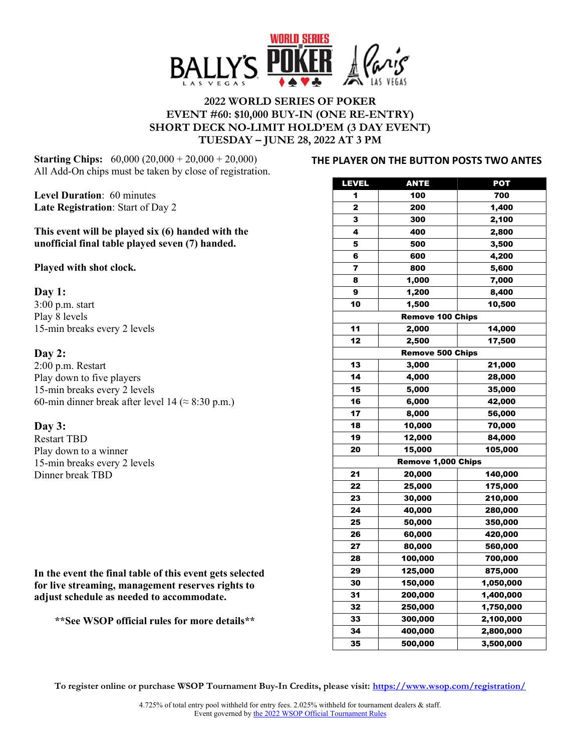# 2022 WORLD SERIES OF POKER
# EVENT #60: $10,000 BUY-IN (ONE RE-ENTRY)
# SHORT DECK NO-LIMIT HOLD'EM (3 DAY EVENT)
# TUESDAY – JUNE 28, 2022 AT 3 PM

**Starting Chips:** 60,000 (20,000 + 20,000 + 20,000)
All Add-On chips must be taken by close of registration.

**Level Duration**: 60 minutes
**Late Registration**: Start of Day 2

**This event will be played six (6) handed with the unofficial final table played seven (7) handed.**

**Played with shot clock.**

**Day 1:**
3:00 p.m. start
Play 8 levels
15-min breaks every 2 levels

**Day 2:**
2:00 p.m. Restart
Play down to five players
15-min breaks every 2 levels
60-min dinner break after level 14 (≈ 8:30 p.m.)

**Day 3:**
Restart TBD
Play down to a winner
15-min breaks every 2 levels
Dinner break TBD

**In the event the final table of this event gets selected for live streaming, management reserves rights to adjust schedule as needed to accommodate.**

**\*\*See WSOP official rules for more details\*\***

**THE PLAYER ON THE BUTTON POSTS TWO ANTES**

| LEVEL | ANTE | POT |
|---|---|---|
| 1 | 100 | 700 |
| 2 | 200 | 1,400 |
| 3 | 300 | 2,100 |
| 4 | 400 | 2,800 |
| 5 | 500 | 3,500 |
| 6 | 600 | 4,200 |
| 7 | 800 | 5,600 |
| 8 | 1,000 | 7,000 |
| 9 | 1,200 | 8,400 |
| 10 | 1,500 | 10,500 |
| Remove 100 Chips | | |
| 11 | 2,000 | 14,000 |
| 12 | 2,500 | 17,500 |
| Remove 500 Chips | | |
| 13 | 3,000 | 21,000 |
| 14 | 4,000 | 28,000 |
| 15 | 5,000 | 35,000 |
| 16 | 6,000 | 42,000 |
| 17 | 8,000 | 56,000 |
| 18 | 10,000 | 70,000 |
| 19 | 12,000 | 84,000 |
| 20 | 15,000 | 105,000 |
| Remove 1,000 Chips | | |
| 21 | 20,000 | 140,000 |
| 22 | 25,000 | 175,000 |
| 23 | 30,000 | 210,000 |
| 24 | 40,000 | 280,000 |
| 25 | 50,000 | 350,000 |
| 26 | 60,000 | 420,000 |
| 27 | 80,000 | 560,000 |
| 28 | 100,000 | 700,000 |
| 29 | 125,000 | 875,000 |
| 30 | 150,000 | 1,050,000 |
| 31 | 200,000 | 1,400,000 |
| 32 | 250,000 | 1,750,000 |
| 33 | 300,000 | 2,100,000 |
| 34 | 400,000 | 2,800,000 |
| 35 | 500,000 | 3,500,000 |

**To register online or purchase WSOP Tournament Buy-In Credits, please visit: https://www.wsop.com/registration/**

4.725% of total entry pool withheld for entry fees. 2.025% withheld for tournament dealers & staff.
Event governed by the 2022 WSOP Official Tournament Rules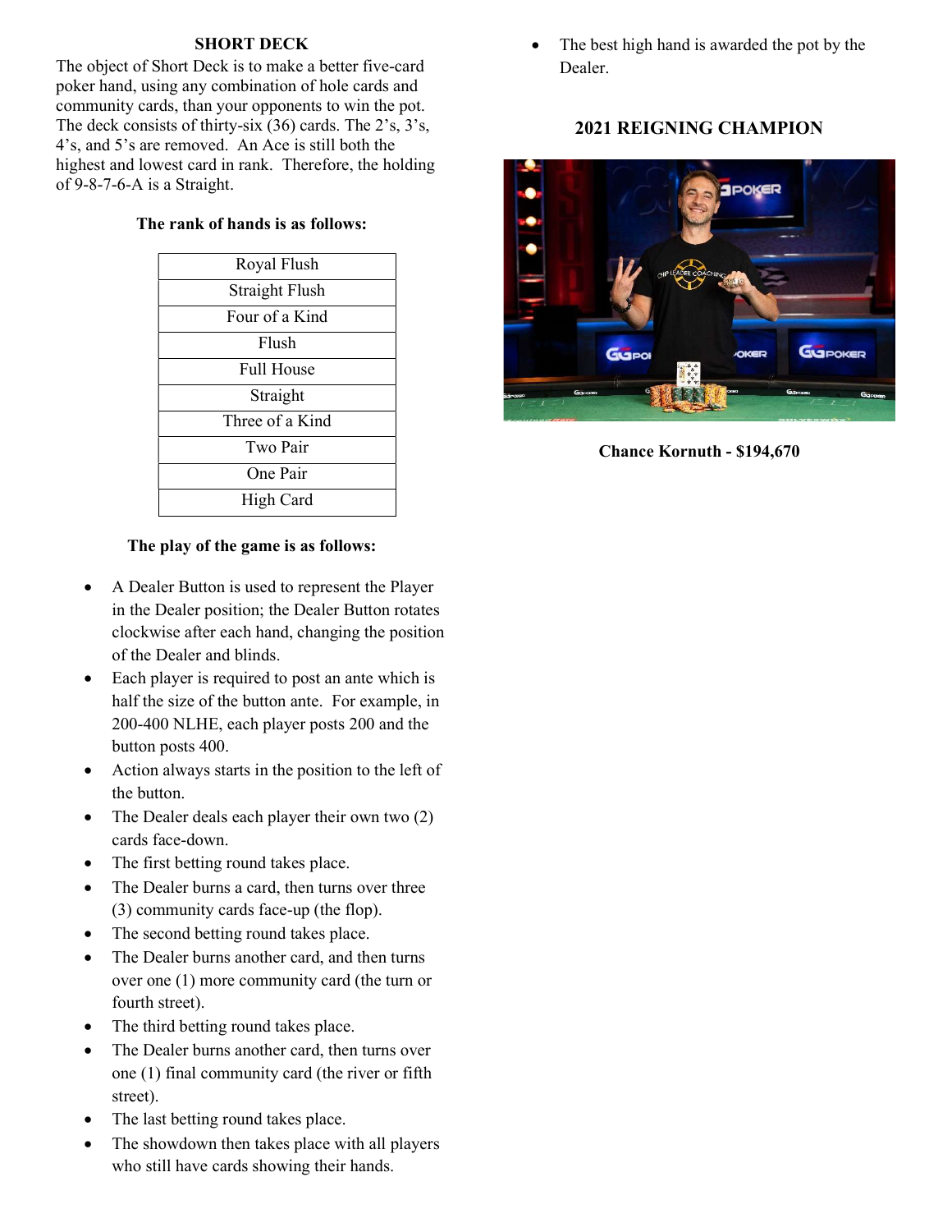## SHORT DECK

The object of Short Deck is to make a better five-card poker hand, using any combination of hole cards and community cards, than your opponents to win the pot. The deck consists of thirty-six (36) cards. The 2's, 3's, 4's, and 5's are removed. An Ace is still both the highest and lowest card in rank. Therefore, the holding of 9-8-7-6-A is a Straight.

**The rank of hands is as follows:**

| |
|---|
| Royal Flush |
| Straight Flush |
| Four of a Kind |
| Flush |
| Full House |
| Straight |
| Three of a Kind |
| Two Pair |
| One Pair |
| High Card |

**The play of the game is as follows:**

- A Dealer Button is used to represent the Player in the Dealer position; the Dealer Button rotates clockwise after each hand, changing the position of the Dealer and blinds.
- Each player is required to post an ante which is half the size of the button ante. For example, in 200-400 NLHE, each player posts 200 and the button posts 400.
- Action always starts in the position to the left of the button.
- The Dealer deals each player their own two (2) cards face-down.
- The first betting round takes place.
- The Dealer burns a card, then turns over three (3) community cards face-up (the flop).
- The second betting round takes place.
- The Dealer burns another card, and then turns over one (1) more community card (the turn or fourth street).
- The third betting round takes place.
- The Dealer burns another card, then turns over one (1) final community card (the river or fifth street).
- The last betting round takes place.
- The showdown then takes place with all players who still have cards showing their hands.
- The best high hand is awarded the pot by the Dealer.

## 2021 REIGNING CHAMPION

**Chance Kornuth - $194,670**